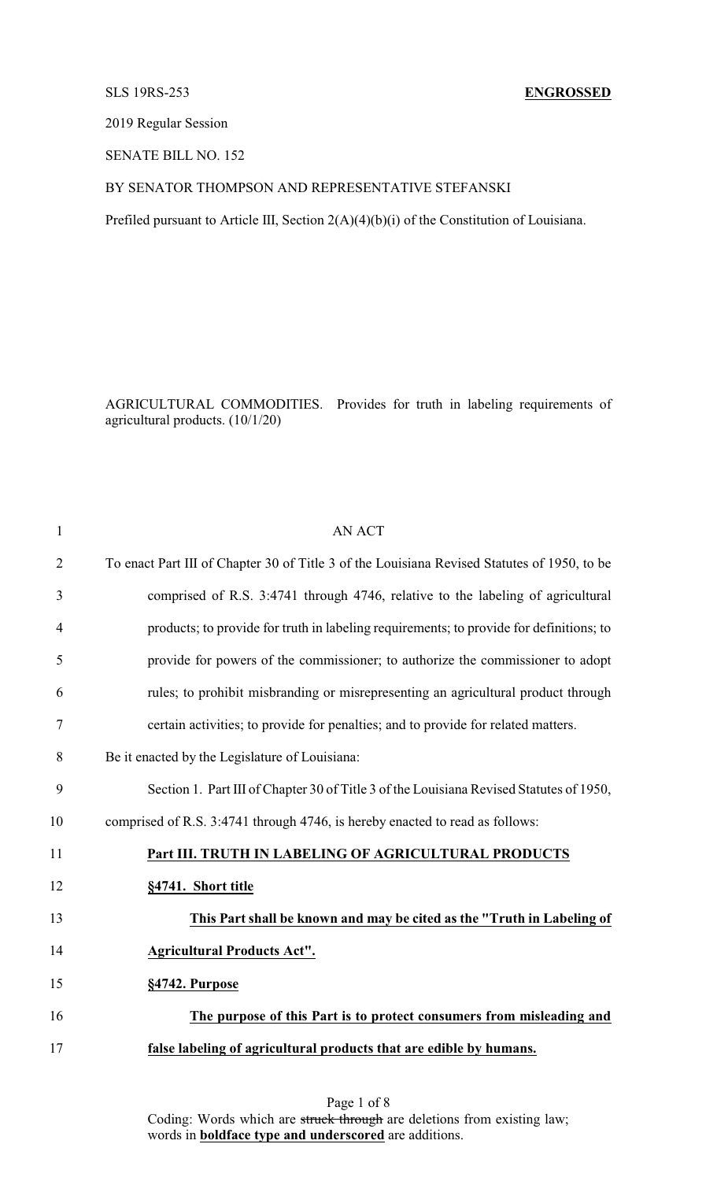SLS 19RS-253 **ENGROSSED**

2019 Regular Session

SENATE BILL NO. 152

BY SENATOR THOMPSON AND REPRESENTATIVE STEFANSKI

Prefiled pursuant to Article III, Section 2(A)(4)(b)(i) of the Constitution of Louisiana.

AGRICULTURAL COMMODITIES. Provides for truth in labeling requirements of agricultural products. (10/1/20)

AN ACT

To enact Part III of Chapter 30 of Title 3 of the Louisiana Revised Statutes of 1950, to be comprised of R.S. 3:4741 through 4746, relative to the labeling of agricultural products; to provide for truth in labeling requirements; to provide for definitions; to provide for powers of the commissioner; to authorize the commissioner to adopt rules; to prohibit misbranding or misrepresenting an agricultural product through certain activities; to provide for penalties; and to provide for related matters.

Be it enacted by the Legislature of Louisiana:

Section 1. Part III of Chapter 30 of Title 3 of the Louisiana Revised Statutes of 1950, comprised of R.S. 3:4741 through 4746, is hereby enacted to read as follows:

**Part III. TRUTH IN LABELING OF AGRICULTURAL PRODUCTS**

**§4741. Short title**

**This Part shall be known and may be cited as the "Truth in Labeling of Agricultural Products Act".**

**§4742. Purpose**

**The purpose of this Part is to protect consumers from misleading and false labeling of agricultural products that are edible by humans.**

Coding: Words which are ~~struck through~~ are deletions from existing law; words in **boldface type and underscored** are additions.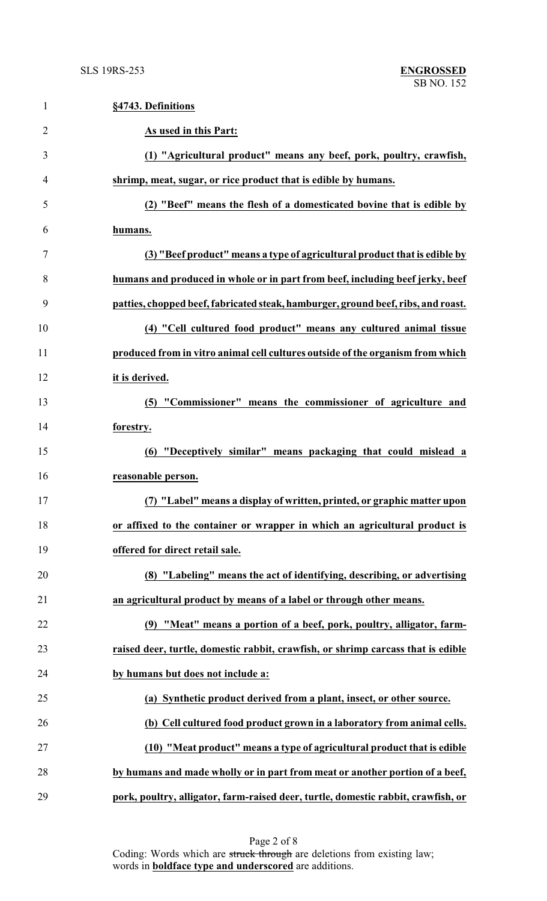**§4743. Definitions**

**As used in this Part:**

**(1) "Agricultural product" means any beef, pork, poultry, crawfish, shrimp, meat, sugar, or rice product that is edible by humans.**

**(2) "Beef" means the flesh of a domesticated bovine that is edible by humans.**

**(3) "Beef product" means a type of agricultural product that is edible by humans and produced in whole or in part from beef, including beef jerky, beef patties, chopped beef, fabricated steak, hamburger, ground beef, ribs, and roast.**

**(4) "Cell cultured food product" means any cultured animal tissue produced from in vitro animal cell cultures outside of the organism from which it is derived.**

**(5) "Commissioner" means the commissioner of agriculture and forestry.**

**(6) "Deceptively similar" means packaging that could mislead a reasonable person.**

**(7) "Label" means a display of written, printed, or graphic matter upon or affixed to the container or wrapper in which an agricultural product is offered for direct retail sale.**

**(8) "Labeling" means the act of identifying, describing, or advertising an agricultural product by means of a label or through other means.**

**(9) "Meat" means a portion of a beef, pork, poultry, alligator, farm-raised deer, turtle, domestic rabbit, crawfish, or shrimp carcass that is edible by humans but does not include a:**

**(a) Synthetic product derived from a plant, insect, or other source.**

**(b) Cell cultured food product grown in a laboratory from animal cells.**

**(10) "Meat product" means a type of agricultural product that is edible by humans and made wholly or in part from meat or another portion of a beef, pork, poultry, alligator, farm-raised deer, turtle, domestic rabbit, crawfish, or**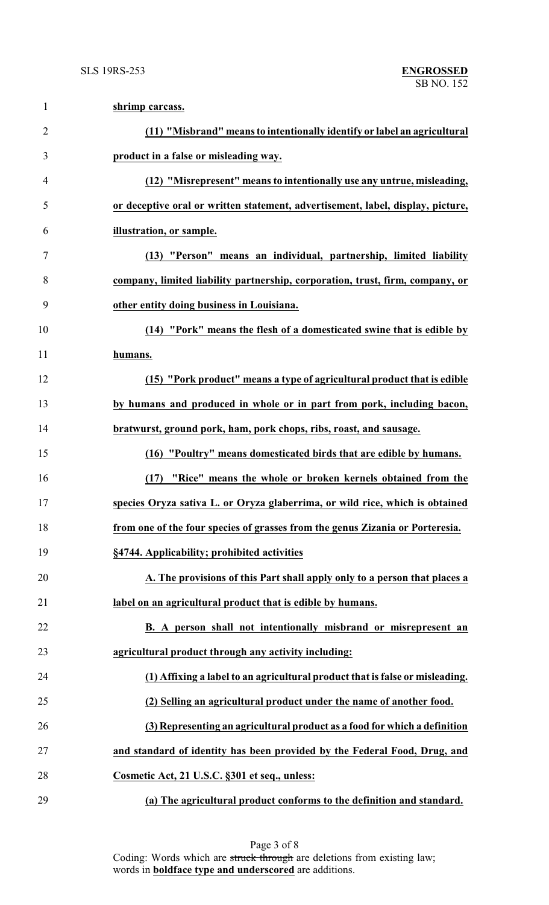**shrimp carcass.**

**(11) "Misbrand" means to intentionally identify or label an agricultural product in a false or misleading way.**

**(12) "Misrepresent" means to intentionally use any untrue, misleading, or deceptive oral or written statement, advertisement, label, display, picture, illustration, or sample.**

**(13) "Person" means an individual, partnership, limited liability company, limited liability partnership, corporation, trust, firm, company, or other entity doing business in Louisiana.**

**(14) "Pork" means the flesh of a domesticated swine that is edible by humans.**

**(15) "Pork product" means a type of agricultural product that is edible by humans and produced in whole or in part from pork, including bacon, bratwurst, ground pork, ham, pork chops, ribs, roast, and sausage.**

**(16) "Poultry" means domesticated birds that are edible by humans.**

**(17) "Rice" means the whole or broken kernels obtained from the species Oryza sativa L. or Oryza glaberrima, or wild rice, which is obtained from one of the four species of grasses from the genus Zizania or Porteresia.**

**§4744. Applicability; prohibited activities**

**A. The provisions of this Part shall apply only to a person that places a label on an agricultural product that is edible by humans.**

**B. A person shall not intentionally misbrand or misrepresent an agricultural product through any activity including:**

**(1) Affixing a label to an agricultural product that is false or misleading.**

**(2) Selling an agricultural product under the name of another food.**

**(3) Representing an agricultural product as a food for which a definition and standard of identity has been provided by the Federal Food, Drug, and Cosmetic Act, 21 U.S.C. §301 et seq., unless:**

**(a) The agricultural product conforms to the definition and standard.**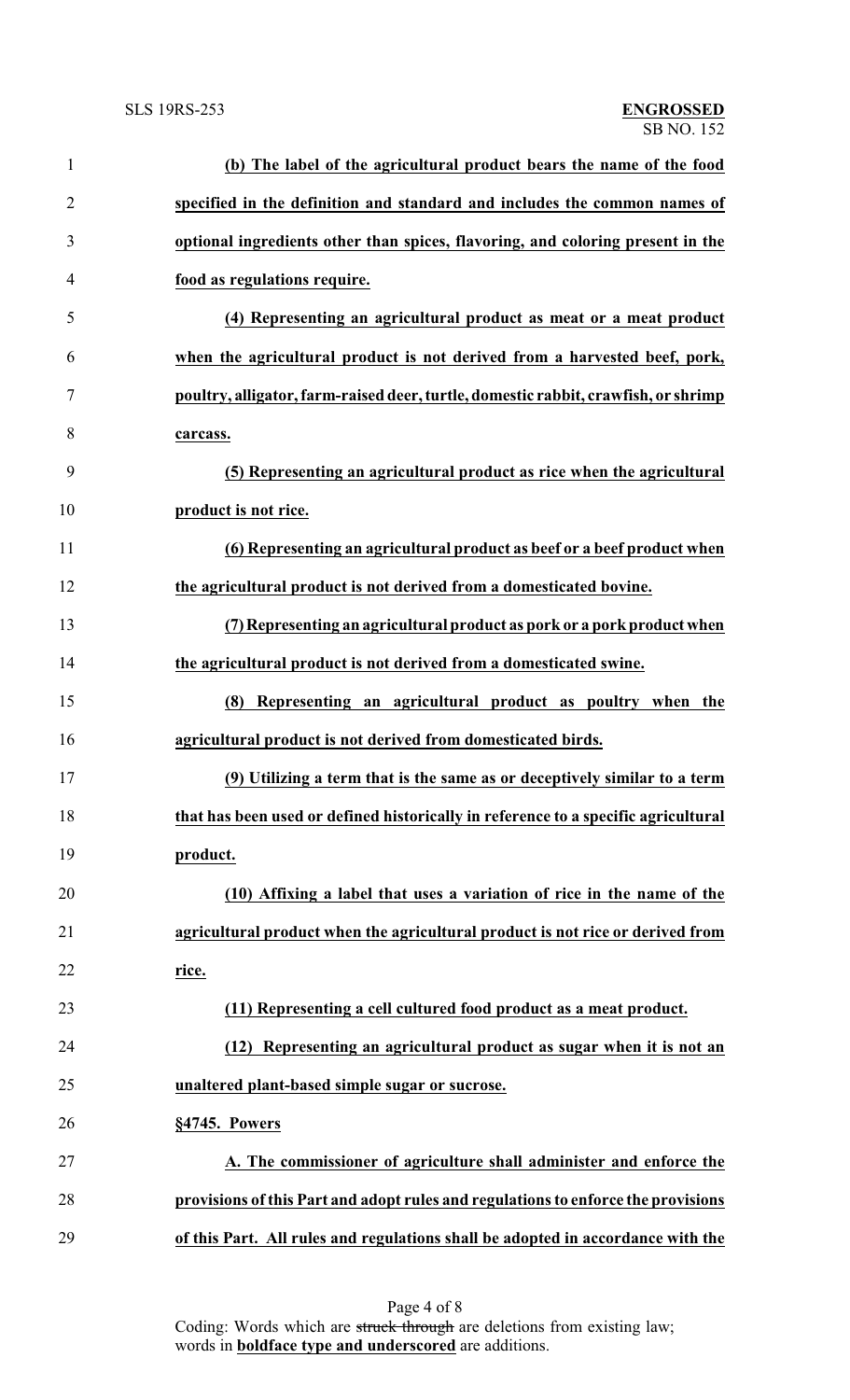**(b) The label of the agricultural product bears the name of the food specified in the definition and standard and includes the common names of optional ingredients other than spices, flavoring, and coloring present in the food as regulations require.**

**(4) Representing an agricultural product as meat or a meat product when the agricultural product is not derived from a harvested beef, pork, poultry, alligator, farm-raised deer, turtle, domestic rabbit, crawfish, or shrimp carcass.**

**(5) Representing an agricultural product as rice when the agricultural product is not rice.**

**(6) Representing an agricultural product as beef or a beef product when the agricultural product is not derived from a domesticated bovine.**

**(7) Representing an agricultural product as pork or a pork product when the agricultural product is not derived from a domesticated swine.**

**(8) Representing an agricultural product as poultry when the agricultural product is not derived from domesticated birds.**

**(9) Utilizing a term that is the same as or deceptively similar to a term that has been used or defined historically in reference to a specific agricultural product.**

**(10) Affixing a label that uses a variation of rice in the name of the agricultural product when the agricultural product is not rice or derived from rice.**

**(11) Representing a cell cultured food product as a meat product.**

**(12) Representing an agricultural product as sugar when it is not an unaltered plant-based simple sugar or sucrose.**

**§4745. Powers**

**A. The commissioner of agriculture shall administer and enforce the provisions of this Part and adopt rules and regulations to enforce the provisions of this Part. All rules and regulations shall be adopted in accordance with the**

Coding: Words which are ~~struck through~~ are deletions from existing law; words in **boldface type and underscored** are additions.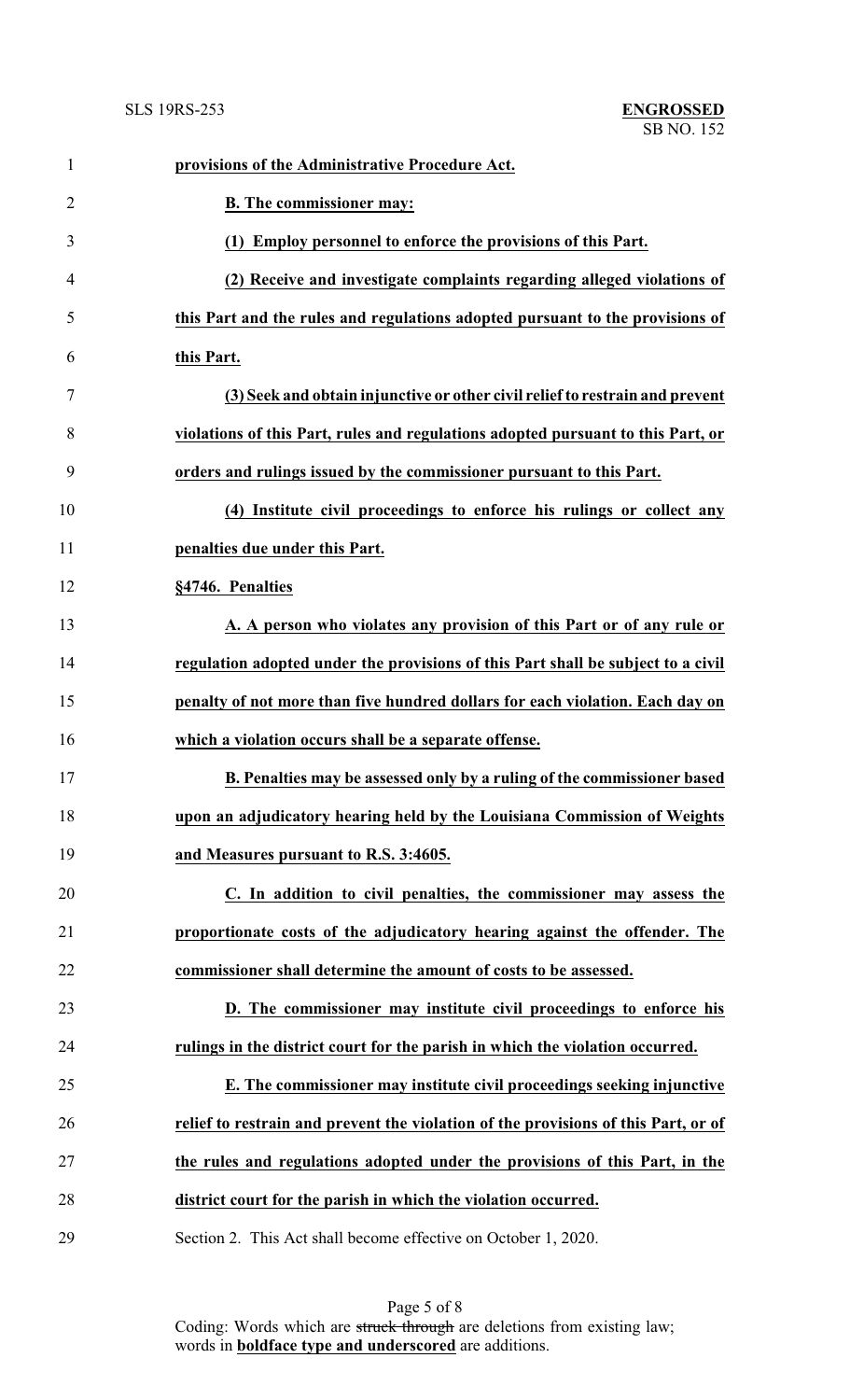**provisions of the Administrative Procedure Act.**

**B. The commissioner may:**

**(1) Employ personnel to enforce the provisions of this Part.**

**(2) Receive and investigate complaints regarding alleged violations of this Part and the rules and regulations adopted pursuant to the provisions of this Part.**

**(3) Seek and obtain injunctive or other civil relief to restrain and prevent violations of this Part, rules and regulations adopted pursuant to this Part, or orders and rulings issued by the commissioner pursuant to this Part.**

**(4) Institute civil proceedings to enforce his rulings or collect any penalties due under this Part.**

**§4746. Penalties**

**A. A person who violates any provision of this Part or of any rule or regulation adopted under the provisions of this Part shall be subject to a civil penalty of not more than five hundred dollars for each violation. Each day on which a violation occurs shall be a separate offense.**

**B. Penalties may be assessed only by a ruling of the commissioner based upon an adjudicatory hearing held by the Louisiana Commission of Weights and Measures pursuant to R.S. 3:4605.**

**C. In addition to civil penalties, the commissioner may assess the proportionate costs of the adjudicatory hearing against the offender. The commissioner shall determine the amount of costs to be assessed.**

**D. The commissioner may institute civil proceedings to enforce his rulings in the district court for the parish in which the violation occurred.**

**E. The commissioner may institute civil proceedings seeking injunctive relief to restrain and prevent the violation of the provisions of this Part, or of the rules and regulations adopted under the provisions of this Part, in the district court for the parish in which the violation occurred.**

Section 2. This Act shall become effective on October 1, 2020.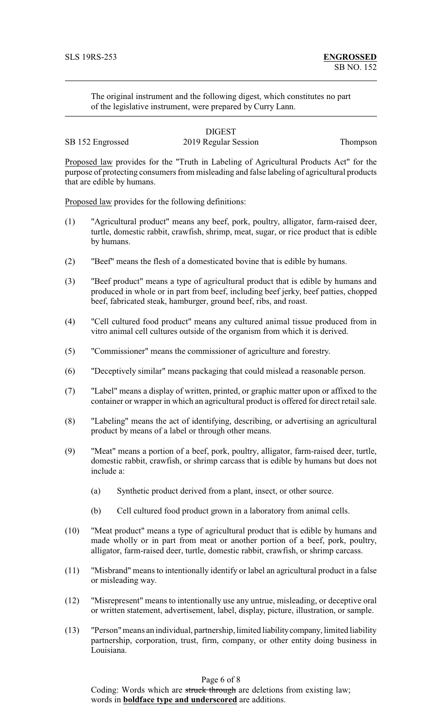The original instrument and the following digest, which constitutes no part of the legislative instrument, were prepared by Curry Lann.

## DIGEST

SB 152 Engrossed 2019 Regular Session Thompson

Proposed law provides for the "Truth in Labeling of Agricultural Products Act" for the purpose of protecting consumers from misleading and false labeling of agricultural products that are edible by humans.

Proposed law provides for the following definitions:

(1) "Agricultural product" means any beef, pork, poultry, alligator, farm-raised deer, turtle, domestic rabbit, crawfish, shrimp, meat, sugar, or rice product that is edible by humans.

(2) "Beef" means the flesh of a domesticated bovine that is edible by humans.

(3) "Beef product" means a type of agricultural product that is edible by humans and produced in whole or in part from beef, including beef jerky, beef patties, chopped beef, fabricated steak, hamburger, ground beef, ribs, and roast.

(4) "Cell cultured food product" means any cultured animal tissue produced from in vitro animal cell cultures outside of the organism from which it is derived.

(5) "Commissioner" means the commissioner of agriculture and forestry.

(6) "Deceptively similar" means packaging that could mislead a reasonable person.

(7) "Label" means a display of written, printed, or graphic matter upon or affixed to the container or wrapper in which an agricultural product is offered for direct retail sale.

(8) "Labeling" means the act of identifying, describing, or advertising an agricultural product by means of a label or through other means.

(9) "Meat" means a portion of a beef, pork, poultry, alligator, farm-raised deer, turtle, domestic rabbit, crawfish, or shrimp carcass that is edible by humans but does not include a:

   (a) Synthetic product derived from a plant, insect, or other source.

   (b) Cell cultured food product grown in a laboratory from animal cells.

(10) "Meat product" means a type of agricultural product that is edible by humans and made wholly or in part from meat or another portion of a beef, pork, poultry, alligator, farm-raised deer, turtle, domestic rabbit, crawfish, or shrimp carcass.

(11) "Misbrand" means to intentionally identify or label an agricultural product in a false or misleading way.

(12) "Misrepresent" means to intentionally use any untrue, misleading, or deceptive oral or written statement, advertisement, label, display, picture, illustration, or sample.

(13) "Person" means an individual, partnership, limited liability company, limited liability partnership, corporation, trust, firm, company, or other entity doing business in Louisiana.

Coding: Words which are ~~struck through~~ are deletions from existing law; words in **<u>boldface type and underscored</u>** are additions.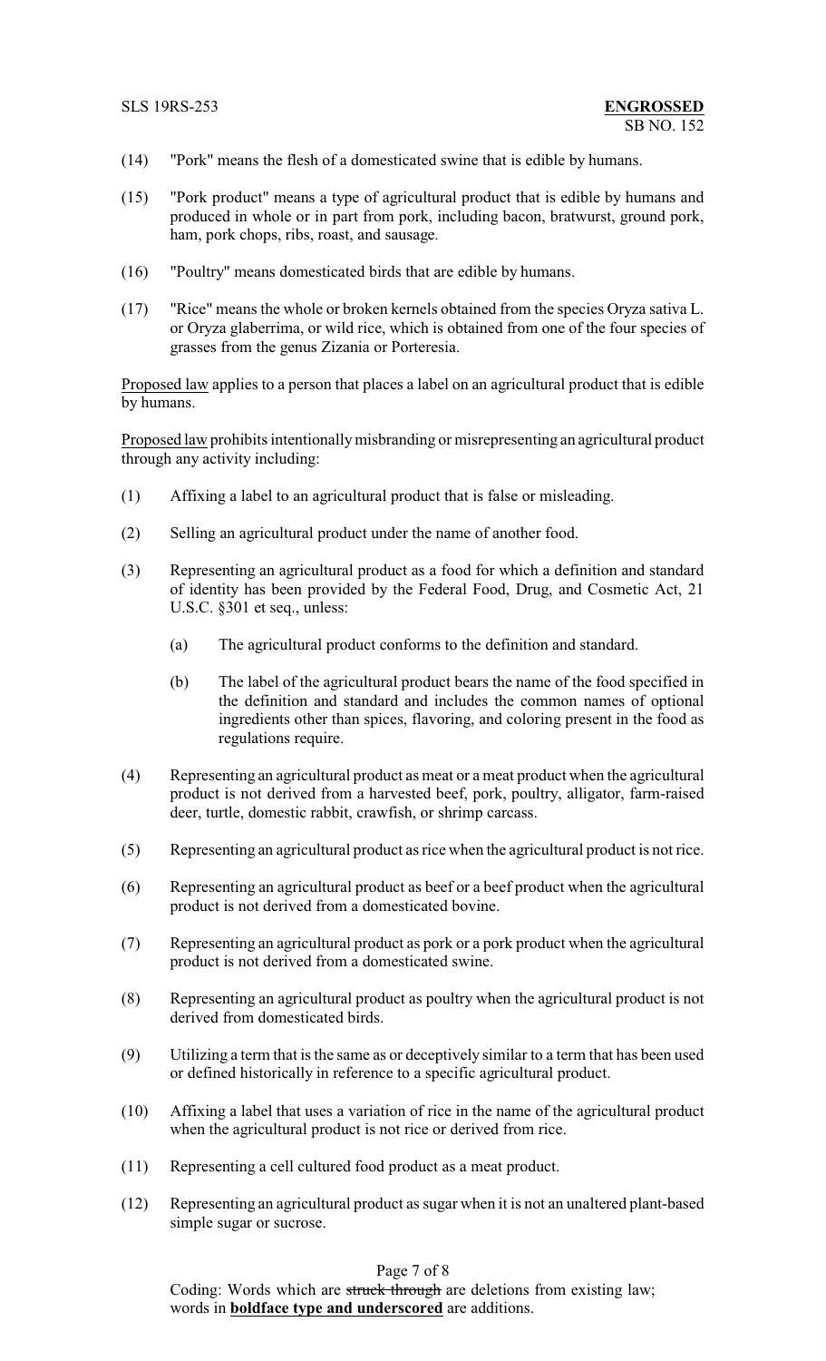(14) "Pork" means the flesh of a domesticated swine that is edible by humans.

(15) "Pork product" means a type of agricultural product that is edible by humans and produced in whole or in part from pork, including bacon, bratwurst, ground pork, ham, pork chops, ribs, roast, and sausage.

(16) "Poultry" means domesticated birds that are edible by humans.

(17) "Rice" means the whole or broken kernels obtained from the species Oryza sativa L. or Oryza glaberrima, or wild rice, which is obtained from one of the four species of grasses from the genus Zizania or Porteresia.

Proposed law applies to a person that places a label on an agricultural product that is edible by humans.

Proposed law prohibits intentionally misbranding or misrepresenting an agricultural product through any activity including:

(1) Affixing a label to an agricultural product that is false or misleading.

(2) Selling an agricultural product under the name of another food.

(3) Representing an agricultural product as a food for which a definition and standard of identity has been provided by the Federal Food, Drug, and Cosmetic Act, 21 U.S.C. §301 et seq., unless:

    (a) The agricultural product conforms to the definition and standard.

    (b) The label of the agricultural product bears the name of the food specified in the definition and standard and includes the common names of optional ingredients other than spices, flavoring, and coloring present in the food as regulations require.

(4) Representing an agricultural product as meat or a meat product when the agricultural product is not derived from a harvested beef, pork, poultry, alligator, farm-raised deer, turtle, domestic rabbit, crawfish, or shrimp carcass.

(5) Representing an agricultural product as rice when the agricultural product is not rice.

(6) Representing an agricultural product as beef or a beef product when the agricultural product is not derived from a domesticated bovine.

(7) Representing an agricultural product as pork or a pork product when the agricultural product is not derived from a domesticated swine.

(8) Representing an agricultural product as poultry when the agricultural product is not derived from domesticated birds.

(9) Utilizing a term that is the same as or deceptively similar to a term that has been used or defined historically in reference to a specific agricultural product.

(10) Affixing a label that uses a variation of rice in the name of the agricultural product when the agricultural product is not rice or derived from rice.

(11) Representing a cell cultured food product as a meat product.

(12) Representing an agricultural product as sugar when it is not an unaltered plant-based simple sugar or sucrose.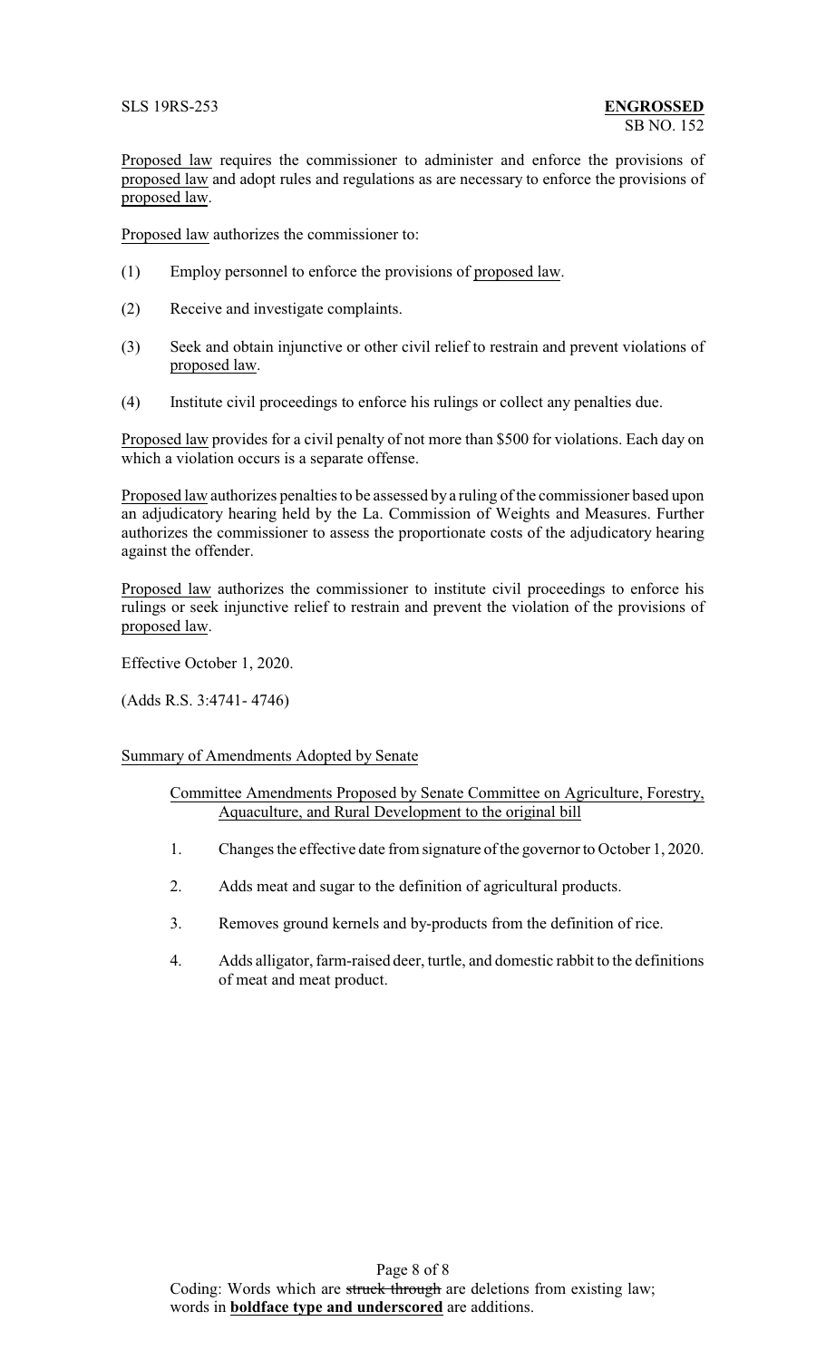Proposed law requires the commissioner to administer and enforce the provisions of proposed law and adopt rules and regulations as are necessary to enforce the provisions of proposed law.

Proposed law authorizes the commissioner to:

(1) Employ personnel to enforce the provisions of proposed law.

(2) Receive and investigate complaints.

(3) Seek and obtain injunctive or other civil relief to restrain and prevent violations of proposed law.

(4) Institute civil proceedings to enforce his rulings or collect any penalties due.

Proposed law provides for a civil penalty of not more than $500 for violations. Each day on which a violation occurs is a separate offense.

Proposed law authorizes penalties to be assessed by a ruling of the commissioner based upon an adjudicatory hearing held by the La. Commission of Weights and Measures. Further authorizes the commissioner to assess the proportionate costs of the adjudicatory hearing against the offender.

Proposed law authorizes the commissioner to institute civil proceedings to enforce his rulings or seek injunctive relief to restrain and prevent the violation of the provisions of proposed law.

Effective October 1, 2020.

(Adds R.S. 3:4741- 4746)

Summary of Amendments Adopted by Senate

Committee Amendments Proposed by Senate Committee on Agriculture, Forestry, Aquaculture, and Rural Development to the original bill

1. Changes the effective date from signature of the governor to October 1, 2020.

2. Adds meat and sugar to the definition of agricultural products.

3. Removes ground kernels and by-products from the definition of rice.

4. Adds alligator, farm-raised deer, turtle, and domestic rabbit to the definitions of meat and meat product.

Coding: Words which are ~~struck through~~ are deletions from existing law; words in **boldface type and underscored** are additions.